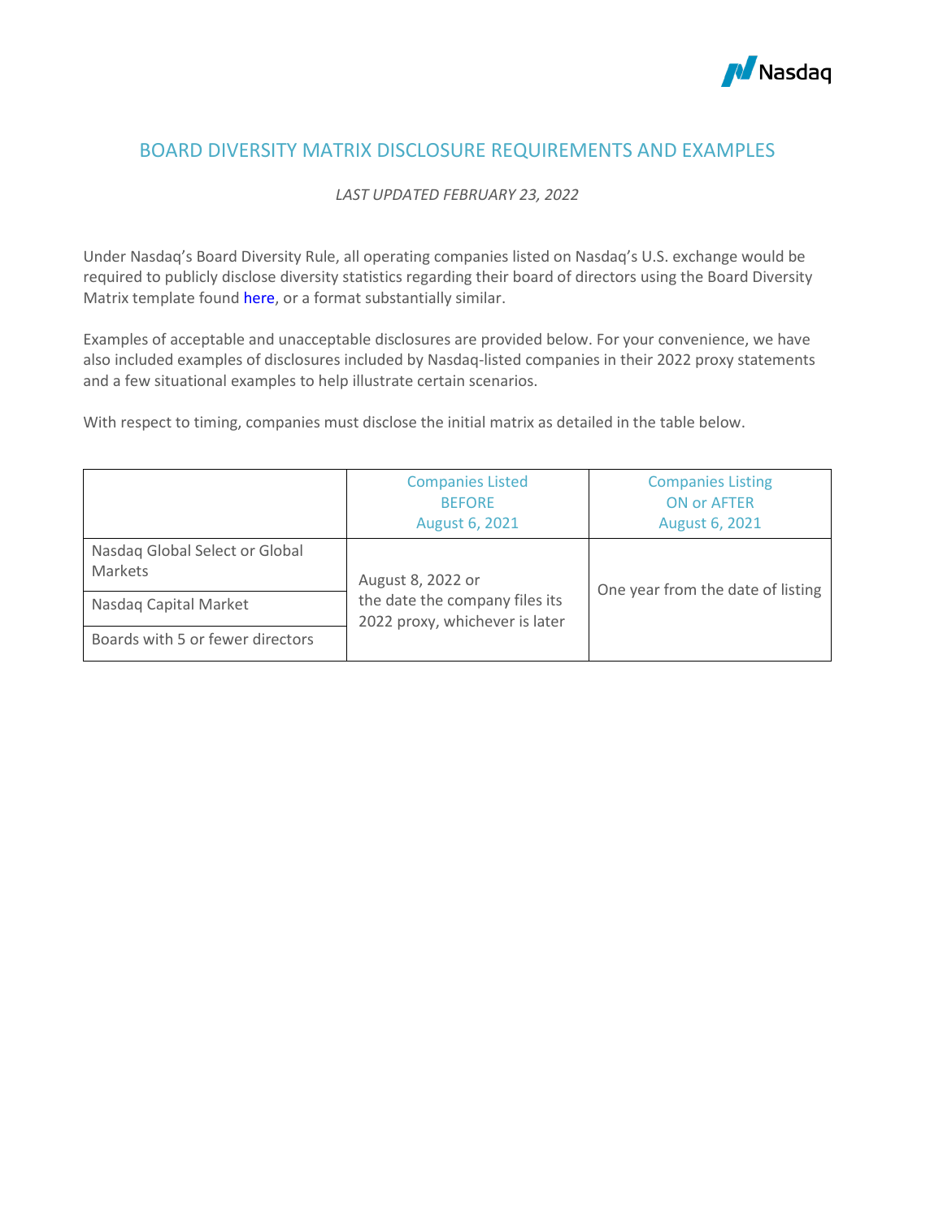# BOARD DIVERSITY MATRIX DISCLOSURE REQUIREMENTS AND EXAMPLES

*LAST UPDATED FEBRUARY 23, 2022*

Under Nasdaq's Board Diversity Rule, all operating companies listed on Nasdaq's U.S. exchange would be required to publicly disclose diversity statistics regarding their board of directors using the Board Diversity Matrix template found here, or a format substantially similar.

Examples of acceptable and unacceptable disclosures are provided below. For your convenience, we have also included examples of disclosures included by Nasdaq-listed companies in their 2022 proxy statements and a few situational examples to help illustrate certain scenarios.

With respect to timing, companies must disclose the initial matrix as detailed in the table below.

| | Companies Listed BEFORE August 6, 2021 | Companies Listing ON or AFTER August 6, 2021 |
|---|---|---|
| Nasdaq Global Select or Global Markets | August 8, 2022 or the date the company files its 2022 proxy, whichever is later | One year from the date of listing |
| Nasdaq Capital Market | | |
| Boards with 5 or fewer directors | | |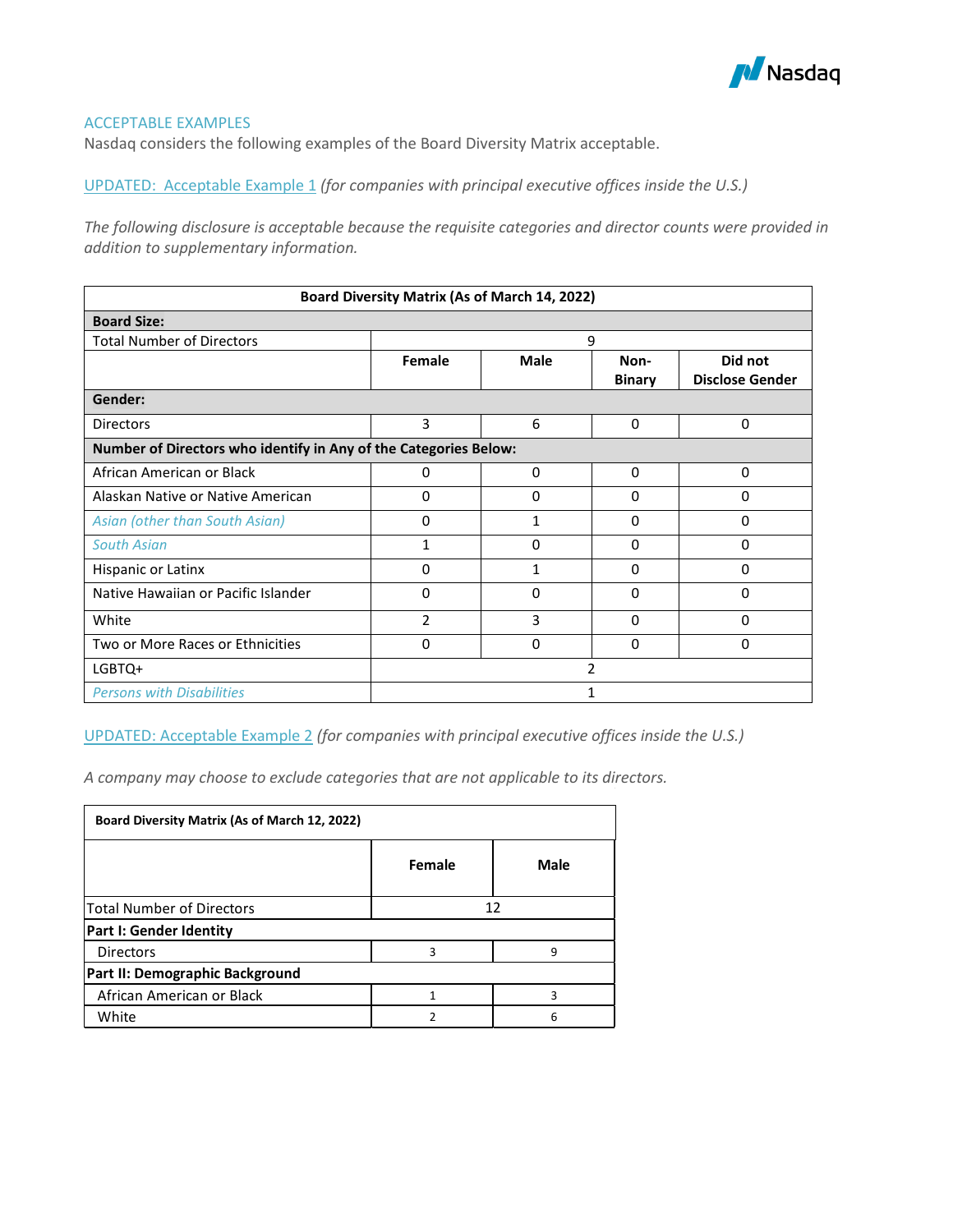## ACCEPTABLE EXAMPLES

Nasdaq considers the following examples of the Board Diversity Matrix acceptable.

### UPDATED: Acceptable Example 1 *(for companies with principal executive offices inside the U.S.)*

*The following disclosure is acceptable because the requisite categories and director counts were provided in addition to supplementary information.*

| Board Diversity Matrix (As of March 14, 2022) | | | | |
|---|---|---|---|---|
| **Board Size:** | | | | |
| Total Number of Directors | 9 | | | |
| | **Female** | **Male** | **Non-Binary** | **Did not Disclose Gender** |
| **Gender:** | | | | |
| Directors | 3 | 6 | 0 | 0 |
| **Number of Directors who identify in Any of the Categories Below:** | | | | |
| African American or Black | 0 | 0 | 0 | 0 |
| Alaskan Native or Native American | 0 | 0 | 0 | 0 |
| *Asian (other than South Asian)* | 0 | 1 | 0 | 0 |
| *South Asian* | 1 | 0 | 0 | 0 |
| Hispanic or Latinx | 0 | 1 | 0 | 0 |
| Native Hawaiian or Pacific Islander | 0 | 0 | 0 | 0 |
| White | 2 | 3 | 0 | 0 |
| Two or More Races or Ethnicities | 0 | 0 | 0 | 0 |
| LGBTQ+ | 2 | | | |
| *Persons with Disabilities* | 1 | | | |

### UPDATED: Acceptable Example 2 *(for companies with principal executive offices inside the U.S.)*

*A company may choose to exclude categories that are not applicable to its directors.*

| Board Diversity Matrix (As of March 12, 2022) | | |
|---|---|---|
| | **Female** | **Male** |
| Total Number of Directors | 12 | |
| **Part I: Gender Identity** | | |
| Directors | 3 | 9 |
| **Part II: Demographic Background** | | |
| African American or Black | 1 | 3 |
| White | 2 | 6 |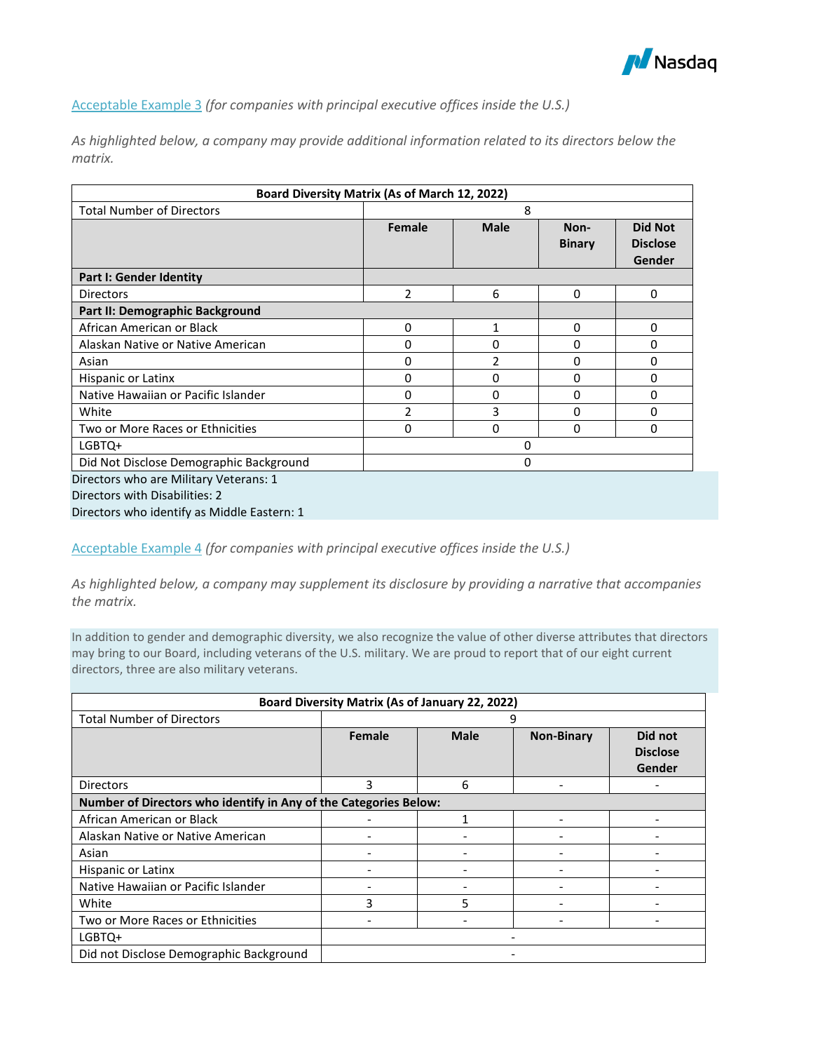[Acceptable Example 3](#) *(for companies with principal executive offices inside the U.S.)*

*As highlighted below, a company may provide additional information related to its directors below the matrix.*

| Board Diversity Matrix (As of March 12, 2022) | | | | |
|---|---|---|---|---|
| Total Number of Directors | 8 | | | |
| | **Female** | **Male** | **Non-Binary** | **Did Not Disclose Gender** |
| **Part I: Gender Identity** | | | | |
| Directors | 2 | 6 | 0 | 0 |
| **Part II: Demographic Background** | | | | |
| African American or Black | 0 | 1 | 0 | 0 |
| Alaskan Native or Native American | 0 | 0 | 0 | 0 |
| Asian | 0 | 2 | 0 | 0 |
| Hispanic or Latinx | 0 | 0 | 0 | 0 |
| Native Hawaiian or Pacific Islander | 0 | 0 | 0 | 0 |
| White | 2 | 3 | 0 | 0 |
| Two or More Races or Ethnicities | 0 | 0 | 0 | 0 |
| LGBTQ+ | 0 | | | |
| Did Not Disclose Demographic Background | 0 | | | |

Directors who are Military Veterans: 1
Directors with Disabilities: 2
Directors who identify as Middle Eastern: 1

[Acceptable Example 4](#) *(for companies with principal executive offices inside the U.S.)*

*As highlighted below, a company may supplement its disclosure by providing a narrative that accompanies the matrix.*

In addition to gender and demographic diversity, we also recognize the value of other diverse attributes that directors may bring to our Board, including veterans of the U.S. military. We are proud to report that of our eight current directors, three are also military veterans.

| Board Diversity Matrix (As of January 22, 2022) | | | | |
|---|---|---|---|---|
| Total Number of Directors | 9 | | | |
| | **Female** | **Male** | **Non-Binary** | **Did not Disclose Gender** |
| Directors | 3 | 6 | - | - |
| **Number of Directors who identify in Any of the Categories Below:** | | | | |
| African American or Black | - | 1 | - | - |
| Alaskan Native or Native American | - | - | - | - |
| Asian | - | - | - | - |
| Hispanic or Latinx | - | - | - | - |
| Native Hawaiian or Pacific Islander | - | - | - | - |
| White | 3 | 5 | - | - |
| Two or More Races or Ethnicities | - | - | - | - |
| LGBTQ+ | - | | | |
| Did not Disclose Demographic Background | - | | | |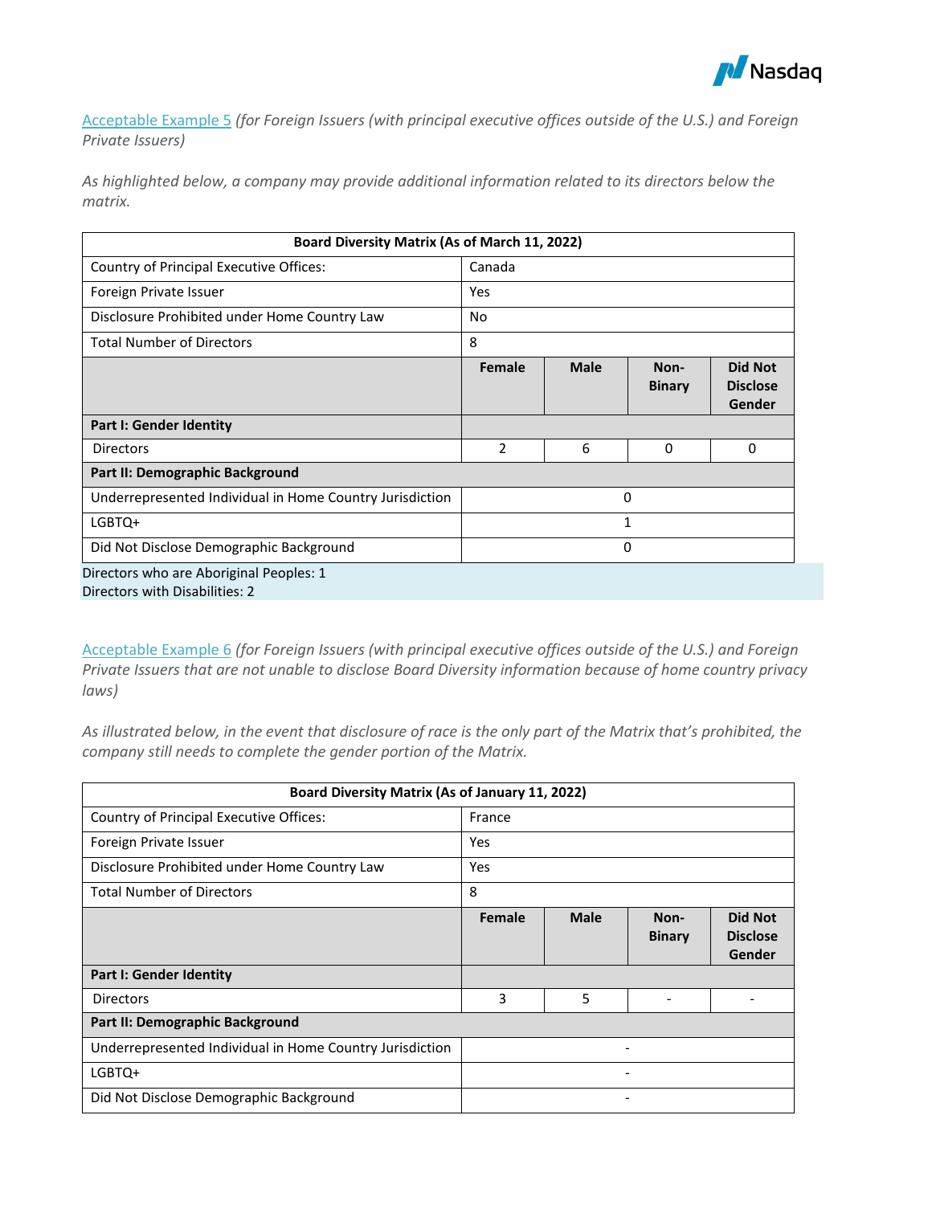[Acceptable Example 5](#) *(for Foreign Issuers (with principal executive offices outside of the U.S.) and Foreign Private Issuers)*

*As highlighted below, a company may provide additional information related to its directors below the matrix.*

| **Board Diversity Matrix (As of March 11, 2022)** | | | | |
|---|---|---|---|---|
| Country of Principal Executive Offices: | Canada | | | |
| Foreign Private Issuer | Yes | | | |
| Disclosure Prohibited under Home Country Law | No | | | |
| Total Number of Directors | 8 | | | |
| | **Female** | **Male** | **Non-Binary** | **Did Not Disclose Gender** |
| **Part I: Gender Identity** | | | | |
| Directors | 2 | 6 | 0 | 0 |
| **Part II: Demographic Background** | | | | |
| Underrepresented Individual in Home Country Jurisdiction | 0 | | | |
| LGBTQ+ | 1 | | | |
| Did Not Disclose Demographic Background | 0 | | | |

Directors who are Aboriginal Peoples: 1
Directors with Disabilities: 2

[Acceptable Example 6](#) *(for Foreign Issuers (with principal executive offices outside of the U.S.) and Foreign Private Issuers that are not unable to disclose Board Diversity information because of home country privacy laws)*

*As illustrated below, in the event that disclosure of race is the only part of the Matrix that's prohibited, the company still needs to complete the gender portion of the Matrix.*

| **Board Diversity Matrix (As of January 11, 2022)** | | | | |
|---|---|---|---|---|
| Country of Principal Executive Offices: | France | | | |
| Foreign Private Issuer | Yes | | | |
| Disclosure Prohibited under Home Country Law | Yes | | | |
| Total Number of Directors | 8 | | | |
| | **Female** | **Male** | **Non-Binary** | **Did Not Disclose Gender** |
| **Part I: Gender Identity** | | | | |
| Directors | 3 | 5 | - | - |
| **Part II: Demographic Background** | | | | |
| Underrepresented Individual in Home Country Jurisdiction | - | | | |
| LGBTQ+ | - | | | |
| Did Not Disclose Demographic Background | - | | | |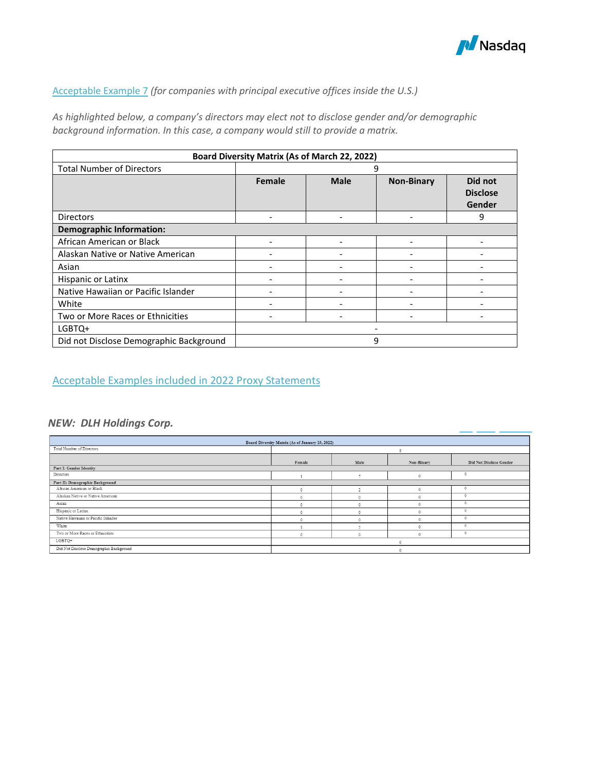Acceptable Example 7 *(for companies with principal executive offices inside the U.S.)*

*As highlighted below, a company's directors may elect not to disclose gender and/or demographic background information. In this case, a company would still to provide a matrix.*

| **Board Diversity Matrix (As of March 22, 2022)** | | | | |
|---|---|---|---|---|
| Total Number of Directors | 9 | | | |
| | **Female** | **Male** | **Non-Binary** | **Did not Disclose Gender** |
| Directors | - | - | - | 9 |
| **Demographic Information:** | | | | |
| African American or Black | - | - | - | - |
| Alaskan Native or Native American | - | - | - | - |
| Asian | - | - | - | - |
| Hispanic or Latinx | - | - | - | - |
| Native Hawaiian or Pacific Islander | - | - | - | - |
| White | - | - | - | - |
| Two or More Races or Ethnicities | - | - | - | - |
| LGBTQ+ | - | | | |
| Did not Disclose Demographic Background | 9 | | | |

Acceptable Examples included in 2022 Proxy Statements

***NEW: DLH Holdings Corp.***

| **Board Diversity Matrix (As of January 19, 2022)** | | | | |
|---|---|---|---|---|
| Total Number of Directors | 8 | | | |
| | Female | Male | Non-Binary | Did Not Disclose Gender |
| **Part I: Gender Identity** | | | | |
| Directors | 1 | 7 | 0 | 0 |
| **Part II: Demographic Background** | | | | |
| African American or Black | 0 | 2 | 0 | 0 |
| Alaskan Native or Native American | 0 | 0 | 0 | 0 |
| Asian | 0 | 0 | 0 | 0 |
| Hispanic or Latinx | 0 | 0 | 0 | 0 |
| Native Hawaiian or Pacific Islander | 0 | 0 | 0 | 0 |
| White | 1 | 5 | 0 | 0 |
| Two or More Races or Ethnicities | 0 | 0 | 0 | 0 |
| LGBTQ+ | 0 | | | |
| Did Not Disclose Demographic Background | 0 | | | |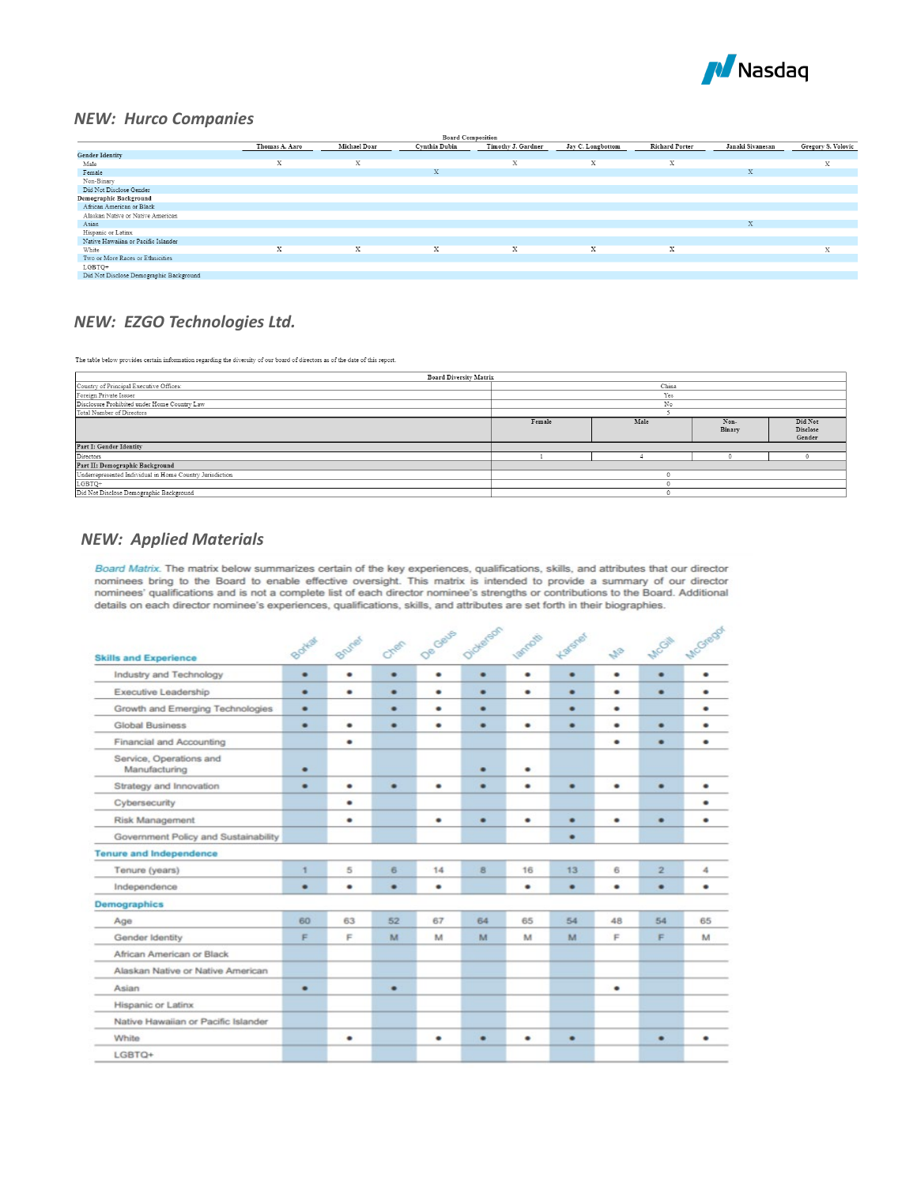## *NEW: Hurco Companies*

| Board Composition | Thomas A. Aaro | Michael Doar | Cynthia Dubin | Timothy J. Gardner | Jay C. Longbottom | Richard Porter | Janaki Sivanesan | Gregory S. Volovic |
|---|---|---|---|---|---|---|---|---|
| **Gender Identity** | | | | | | | | |
| Male | X | X | | X | X | X | | X |
| Female | | | X | | | | X | |
| Non-Binary | | | | | | | | |
| Did Not Disclose Gender | | | | | | | | |
| **Demographic Background** | | | | | | | | |
| African American or Black | | | | | | | | |
| Alaskan Native or Native American | | | | | | | | |
| Asian | | | | | | | X | |
| Hispanic or Latinx | | | | | | | | |
| Native Hawaiian or Pacific Islander | | | | | | | | |
| White | X | X | X | X | X | X | | X |
| Two or More Races or Ethnicities | | | | | | | | |
| LGBTQ+ | | | | | | | | |
| Did Not Disclose Demographic Background | | | | | | | | |

## *NEW: EZGO Technologies Ltd.*

The table below provides certain information regarding the diversity of our board of directors as of the date of this report.

| Board Diversity Matrix | | | | |
|---|---|---|---|---|
| Country of Principal Executive Offices: | China | | | |
| Foreign Private Issuer | Yes | | | |
| Disclosure Prohibited under Home Country Law | No | | | |
| Total Number of Directors | 5 | | | |
| | Female | Male | Non-Binary | Did Not Disclose Gender |
| **Part I: Gender Identity** | | | | |
| Directors | 1 | 4 | 0 | 0 |
| **Part II: Demographic Background** | | | | |
| Underrepresented Individual in Home Country Jurisdiction | 0 | | | |
| LGBTQ+ | 0 | | | |
| Did Not Disclose Demographic Background | 0 | | | |

## *NEW: Applied Materials*

*Board Matrix.* The matrix below summarizes certain of the key experiences, qualifications, skills, and attributes that our director nominees bring to the Board to enable effective oversight. This matrix is intended to provide a summary of our director nominees' qualifications and is not a complete list of each director nominee's strengths or contributions to the Board. Additional details on each director nominee's experiences, qualifications, skills, and attributes are set forth in their biographies.

| | Borkar | Bruner | Chen | De Geus | Dickerson | Iannotti | Karsner | Ma | McGill | McGregor |
|---|---|---|---|---|---|---|---|---|---|---|
| **Skills and Experience** | | | | | | | | | | |
| Industry and Technology | • | • | • | • | • | • | • | • | • | • |
| Executive Leadership | • | • | • | • | • | • | • | • | • | • |
| Growth and Emerging Technologies | • | | • | • | • | | • | • | | • |
| Global Business | • | • | • | • | • | • | • | • | • | • |
| Financial and Accounting | | • | | | | | | • | • | • |
| Service, Operations and Manufacturing | • | | | | • | • | | | | |
| Strategy and Innovation | • | • | • | • | • | • | • | • | • | • |
| Cybersecurity | | • | | | | | | | | • |
| Risk Management | | • | | • | • | • | • | • | • | • |
| Government Policy and Sustainability | | | | | | | • | | | |
| **Tenure and Independence** | | | | | | | | | | |
| Tenure (years) | 1 | 5 | 6 | 14 | 8 | 16 | 13 | 6 | 2 | 4 |
| Independence | • | • | • | • | | • | • | • | • | • |
| **Demographics** | | | | | | | | | | |
| Age | 60 | 63 | 52 | 67 | 64 | 65 | 54 | 48 | 54 | 65 |
| Gender Identity | F | F | M | M | M | M | M | F | F | M |
| African American or Black | | | | | | | | | | |
| Alaskan Native or Native American | | | | | | | | | | |
| Asian | • | | • | | | | | • | | |
| Hispanic or Latinx | | | | | | | | | | |
| Native Hawaiian or Pacific Islander | | | | | | | | | | |
| White | | • | | • | • | • | • | | • | • |
| LGBTQ+ | | | | | | | | | | |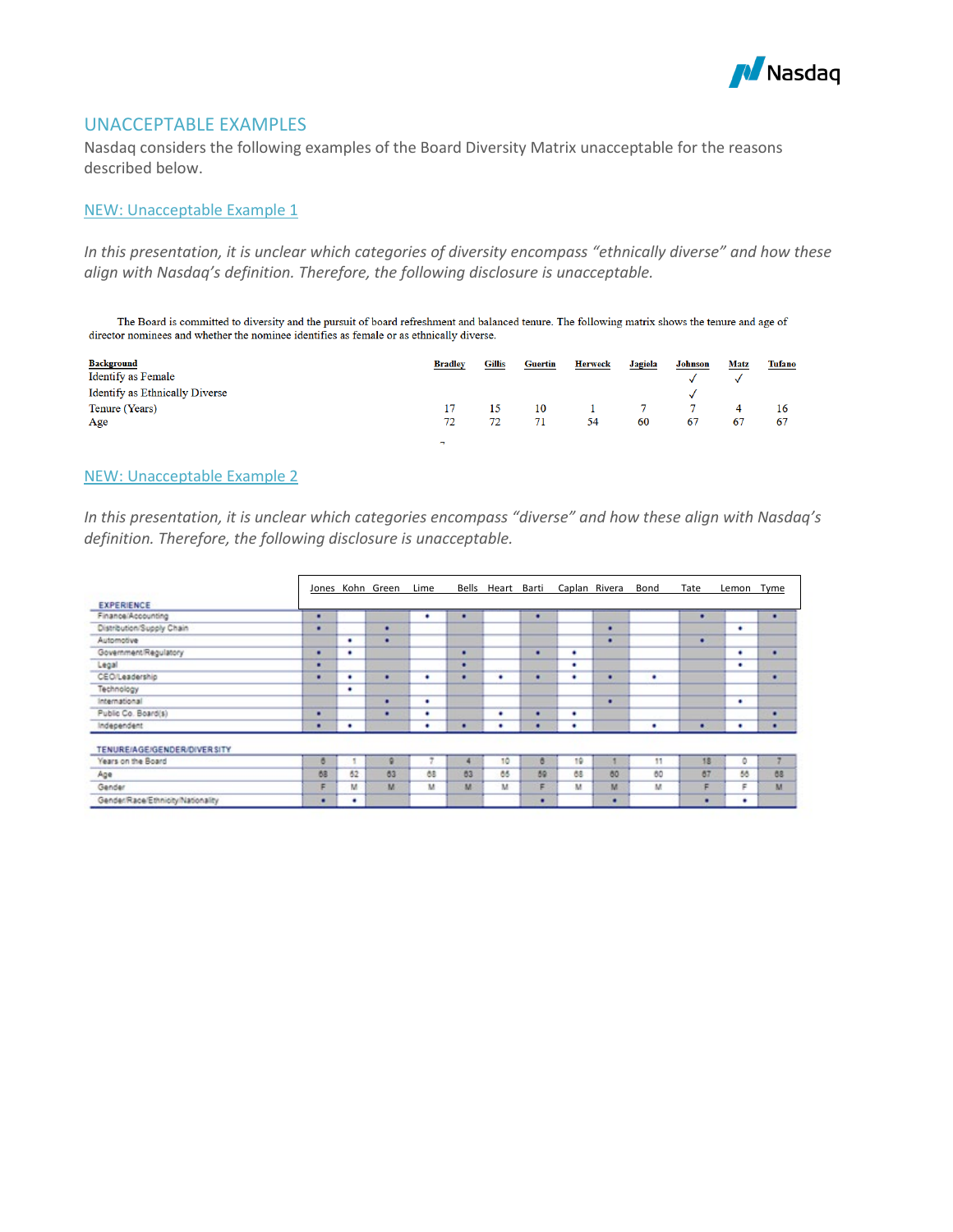## UNACCEPTABLE EXAMPLES

Nasdaq considers the following examples of the Board Diversity Matrix unacceptable for the reasons described below.

### NEW: Unacceptable Example 1

*In this presentation, it is unclear which categories of diversity encompass "ethnically diverse" and how these align with Nasdaq's definition. Therefore, the following disclosure is unacceptable.*

The Board is committed to diversity and the pursuit of board refreshment and balanced tenure. The following matrix shows the tenure and age of director nominees and whether the nominee identifies as female or as ethnically diverse.

| Background | Bradley | Gillis | Guertin | Herweck | Jagiela | Johnson | Matz | Tufano |
|---|---|---|---|---|---|---|---|---|
| Identify as Female | | | | | | ✓ | ✓ | |
| Identify as Ethnically Diverse | | | | | | ✓ | | |
| Tenure (Years) | 17 | 15 | 10 | 1 | 7 | 7 | 4 | 16 |
| Age | 72 | 72 | 71 | 54 | 60 | 67 | 67 | 67 |

### NEW: Unacceptable Example 2

*In this presentation, it is unclear which categories encompass "diverse" and how these align with Nasdaq's definition. Therefore, the following disclosure is unacceptable.*

| | Jones | Kohn | Green | Lime | Bells | Heart | Barti | Caplan | Rivera | Bond | Tate | Lemon | Tyme |
|---|---|---|---|---|---|---|---|---|---|---|---|---|---|
| **EXPERIENCE** | | | | | | | | | | | | | |
| Finance/Accounting | • | | | • | • | | • | | | | • | | • |
| Distribution/Supply Chain | • | | • | | | | | | • | | | • | |
| Automotive | | • | • | | | | | | • | | • | | |
| Government/Regulatory | • | • | | | • | | • | • | | | | • | • |
| Legal | • | | | | • | | | • | | | | • | |
| CEO/Leadership | • | • | • | • | • | • | • | • | • | • | | | • |
| Technology | | • | | | | | | | | | | | |
| International | | | • | • | | | | | • | | | • | |
| Public Co. Board(s) | • | | • | • | | • | • | • | | | | | • |
| Independent | • | • | | • | • | • | • | • | | • | • | • | • |
| **TENURE/AGE/GENDER/DIVERSITY** | | | | | | | | | | | | | |
| Years on the Board | 6 | 1 | 9 | 7 | 4 | 10 | 6 | 19 | 1 | 11 | 18 | 0 | 7 |
| Age | 68 | 62 | 63 | 68 | 63 | 65 | 59 | 68 | 60 | 60 | 67 | 56 | 68 |
| Gender | F | M | M | M | M | M | F | M | M | M | F | F | M |
| Gender/Race/Ethnicity/Nationality | • | • | | | | | • | | • | | • | • | |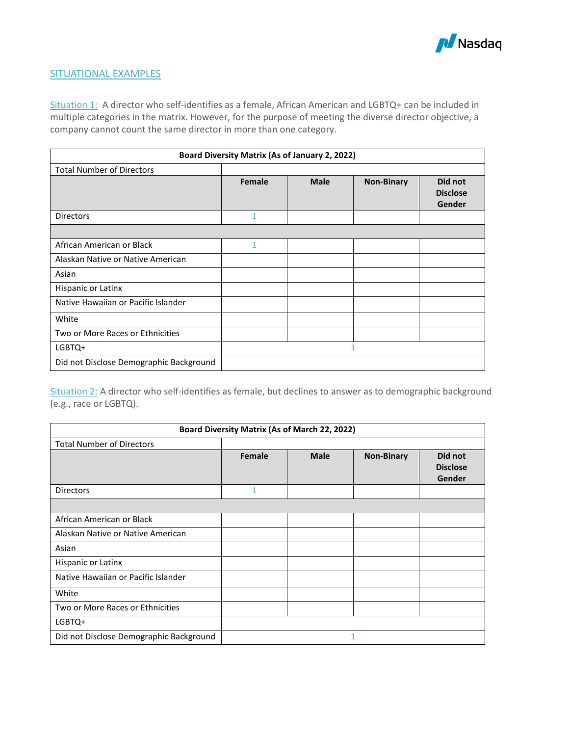## SITUATIONAL EXAMPLES

Situation 1: A director who self-identifies as a female, African American and LGBTQ+ can be included in multiple categories in the matrix. However, for the purpose of meeting the diverse director objective, a company cannot count the same director in more than one category.

| Board Diversity Matrix (As of January 2, 2022) | | | | |
|---|---|---|---|---|
| Total Number of Directors | | | | |
| | **Female** | **Male** | **Non-Binary** | **Did not Disclose Gender** |
| Directors | 1 | | | |
| | | | | |
| African American or Black | 1 | | | |
| Alaskan Native or Native American | | | | |
| Asian | | | | |
| Hispanic or Latinx | | | | |
| Native Hawaiian or Pacific Islander | | | | |
| White | | | | |
| Two or More Races or Ethnicities | | | | |
| LGBTQ+ | 1 | | | |
| Did not Disclose Demographic Background | | | | |

Situation 2: A director who self-identifies as female, but declines to answer as to demographic background (e.g., race or LGBTQ).

| Board Diversity Matrix (As of March 22, 2022) | | | | |
|---|---|---|---|---|
| Total Number of Directors | | | | |
| | **Female** | **Male** | **Non-Binary** | **Did not Disclose Gender** |
| Directors | 1 | | | |
| | | | | |
| African American or Black | | | | |
| Alaskan Native or Native American | | | | |
| Asian | | | | |
| Hispanic or Latinx | | | | |
| Native Hawaiian or Pacific Islander | | | | |
| White | | | | |
| Two or More Races or Ethnicities | | | | |
| LGBTQ+ | | | | |
| Did not Disclose Demographic Background | 1 | | | |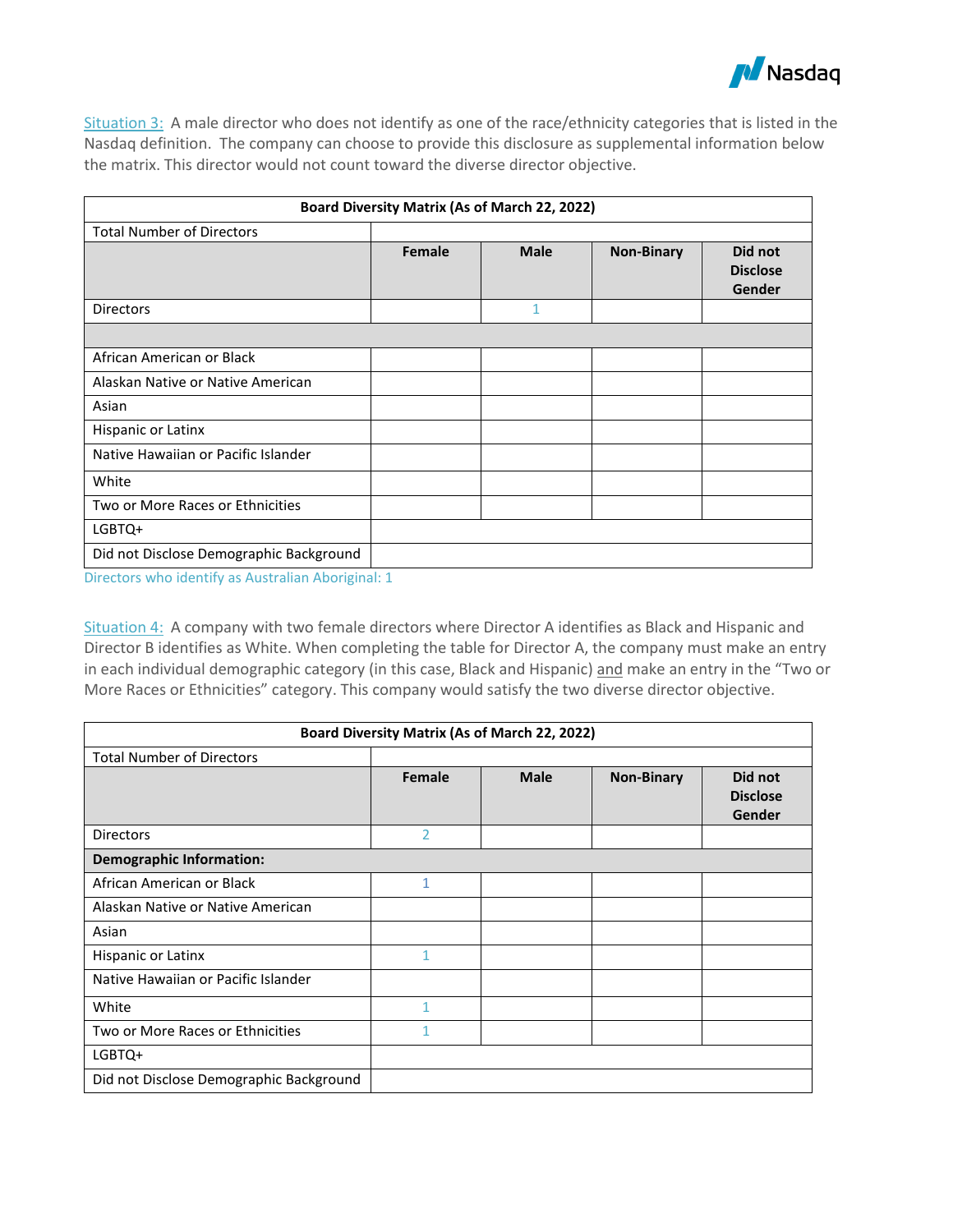Situation 3: A male director who does not identify as one of the race/ethnicity categories that is listed in the Nasdaq definition. The company can choose to provide this disclosure as supplemental information below the matrix. This director would not count toward the diverse director objective.

| Board Diversity Matrix (As of March 22, 2022) | | | | |
|---|---|---|---|---|
| Total Number of Directors | | | | |
| | **Female** | **Male** | **Non-Binary** | **Did not Disclose Gender** |
| Directors | | 1 | | |
| | | | | |
| African American or Black | | | | |
| Alaskan Native or Native American | | | | |
| Asian | | | | |
| Hispanic or Latinx | | | | |
| Native Hawaiian or Pacific Islander | | | | |
| White | | | | |
| Two or More Races or Ethnicities | | | | |
| LGBTQ+ | | | | |
| Did not Disclose Demographic Background | | | | |

Directors who identify as Australian Aboriginal: 1

Situation 4: A company with two female directors where Director A identifies as Black and Hispanic and Director B identifies as White. When completing the table for Director A, the company must make an entry in each individual demographic category (in this case, Black and Hispanic) and make an entry in the "Two or More Races or Ethnicities" category. This company would satisfy the two diverse director objective.

| Board Diversity Matrix (As of March 22, 2022) | | | | |
|---|---|---|---|---|
| Total Number of Directors | | | | |
| | **Female** | **Male** | **Non-Binary** | **Did not Disclose Gender** |
| Directors | 2 | | | |
| **Demographic Information:** | | | | |
| African American or Black | 1 | | | |
| Alaskan Native or Native American | | | | |
| Asian | | | | |
| Hispanic or Latinx | 1 | | | |
| Native Hawaiian or Pacific Islander | | | | |
| White | 1 | | | |
| Two or More Races or Ethnicities | 1 | | | |
| LGBTQ+ | | | | |
| Did not Disclose Demographic Background | | | | |